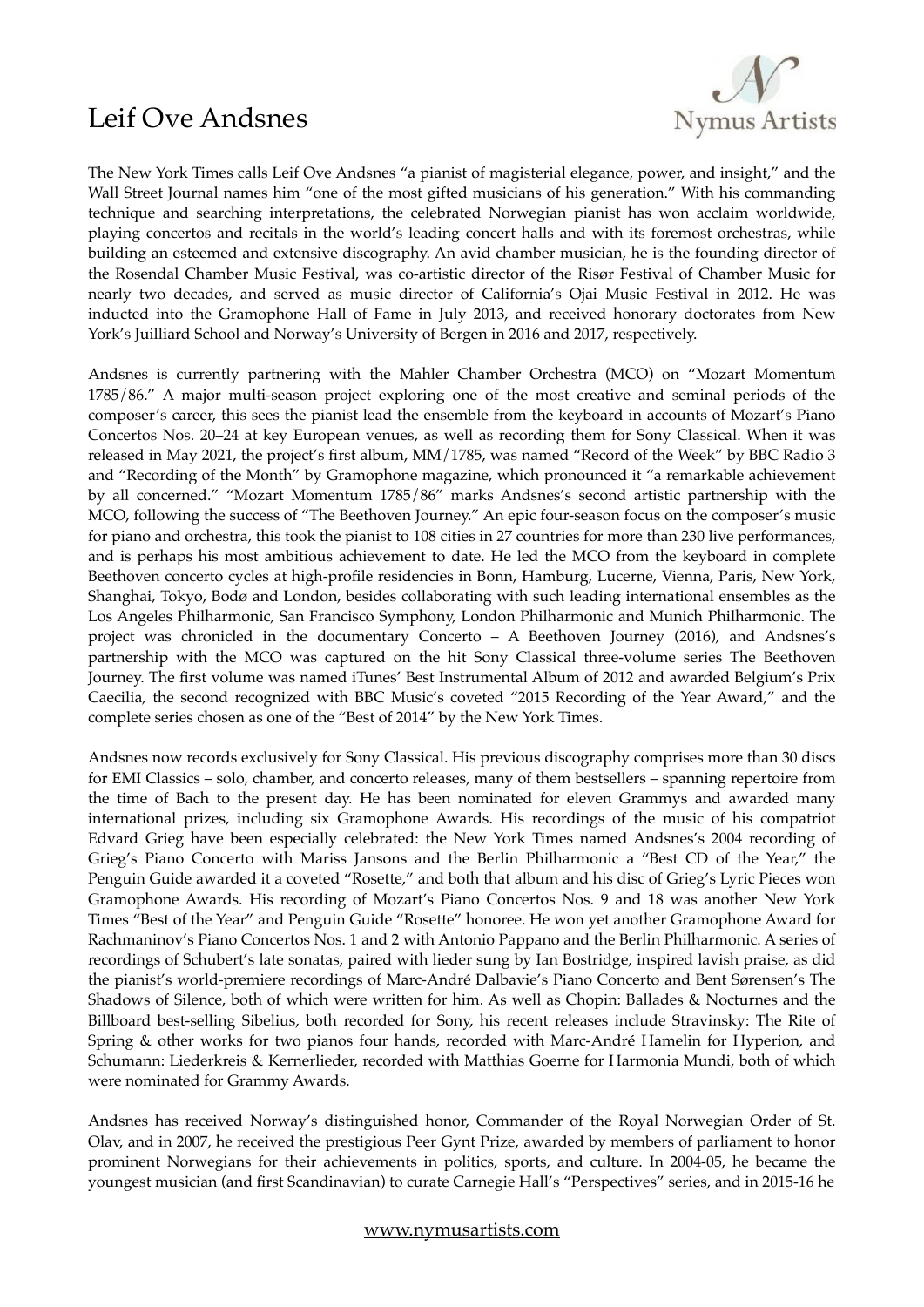# Leif Ove Andsnes

The New York Times calls Leif Ove Andsnes "a pianist of magisterial elegance, power, and insight," and the Wall Street Journal names him "one of the most gifted musicians of his generation." With his commanding technique and searching interpretations, the celebrated Norwegian pianist has won acclaim worldwide, playing concertos and recitals in the world's leading concert halls and with its foremost orchestras, while building an esteemed and extensive discography. An avid chamber musician, he is the founding director of the Rosendal Chamber Music Festival, was co-artistic director of the Risør Festival of Chamber Music for nearly two decades, and served as music director of California's Ojai Music Festival in 2012. He was inducted into the Gramophone Hall of Fame in July 2013, and received honorary doctorates from New York's Juilliard School and Norway's University of Bergen in 2016 and 2017, respectively.

Andsnes is currently partnering with the Mahler Chamber Orchestra (MCO) on "Mozart Momentum 1785/86." A major multi-season project exploring one of the most creative and seminal periods of the composer's career, this sees the pianist lead the ensemble from the keyboard in accounts of Mozart's Piano Concertos Nos. 20–24 at key European venues, as well as recording them for Sony Classical. When it was released in May 2021, the project's first album, MM/1785, was named "Record of the Week" by BBC Radio 3 and "Recording of the Month" by Gramophone magazine, which pronounced it "a remarkable achievement by all concerned." "Mozart Momentum 1785/86" marks Andsnes's second artistic partnership with the MCO, following the success of "The Beethoven Journey." An epic four-season focus on the composer's music for piano and orchestra, this took the pianist to 108 cities in 27 countries for more than 230 live performances, and is perhaps his most ambitious achievement to date. He led the MCO from the keyboard in complete Beethoven concerto cycles at high-profile residencies in Bonn, Hamburg, Lucerne, Vienna, Paris, New York, Shanghai, Tokyo, Bodø and London, besides collaborating with such leading international ensembles as the Los Angeles Philharmonic, San Francisco Symphony, London Philharmonic and Munich Philharmonic. The project was chronicled in the documentary Concerto – A Beethoven Journey (2016), and Andsnes's partnership with the MCO was captured on the hit Sony Classical three-volume series The Beethoven Journey. The first volume was named iTunes' Best Instrumental Album of 2012 and awarded Belgium's Prix Caecilia, the second recognized with BBC Music's coveted "2015 Recording of the Year Award," and the complete series chosen as one of the "Best of 2014" by the New York Times.

Andsnes now records exclusively for Sony Classical. His previous discography comprises more than 30 discs for EMI Classics – solo, chamber, and concerto releases, many of them bestsellers – spanning repertoire from the time of Bach to the present day. He has been nominated for eleven Grammys and awarded many international prizes, including six Gramophone Awards. His recordings of the music of his compatriot Edvard Grieg have been especially celebrated: the New York Times named Andsnes's 2004 recording of Grieg's Piano Concerto with Mariss Jansons and the Berlin Philharmonic a "Best CD of the Year," the Penguin Guide awarded it a coveted "Rosette," and both that album and his disc of Grieg's Lyric Pieces won Gramophone Awards. His recording of Mozart's Piano Concertos Nos. 9 and 18 was another New York Times "Best of the Year" and Penguin Guide "Rosette" honoree. He won yet another Gramophone Award for Rachmaninov's Piano Concertos Nos. 1 and 2 with Antonio Pappano and the Berlin Philharmonic. A series of recordings of Schubert's late sonatas, paired with lieder sung by Ian Bostridge, inspired lavish praise, as did the pianist's world-premiere recordings of Marc-André Dalbavie's Piano Concerto and Bent Sørensen's The Shadows of Silence, both of which were written for him. As well as Chopin: Ballades & Nocturnes and the Billboard best-selling Sibelius, both recorded for Sony, his recent releases include Stravinsky: The Rite of Spring & other works for two pianos four hands, recorded with Marc-André Hamelin for Hyperion, and Schumann: Liederkreis & Kernerlieder, recorded with Matthias Goerne for Harmonia Mundi, both of which were nominated for Grammy Awards.

Andsnes has received Norway's distinguished honor, Commander of the Royal Norwegian Order of St. Olav, and in 2007, he received the prestigious Peer Gynt Prize, awarded by members of parliament to honor prominent Norwegians for their achievements in politics, sports, and culture. In 2004-05, he became the youngest musician (and first Scandinavian) to curate Carnegie Hall's "Perspectives" series, and in 2015-16 he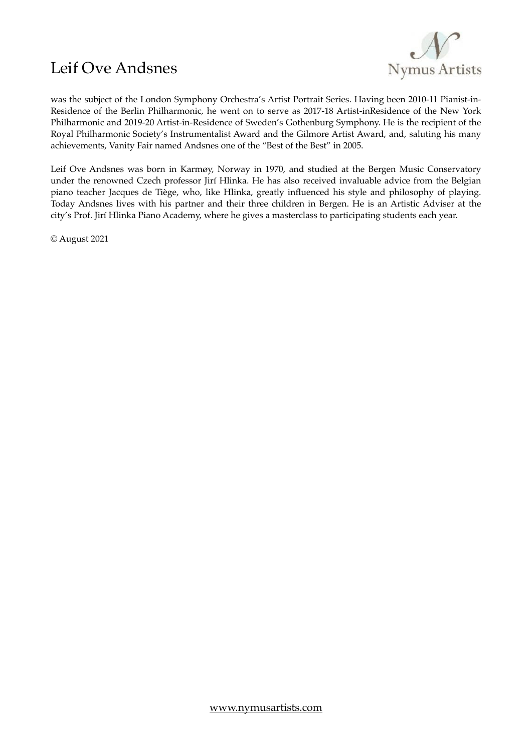was the subject of the London Symphony Orchestra's Artist Portrait Series. Having been 2010-11 Pianist-in-Residence of the Berlin Philharmonic, he went on to serve as 2017-18 Artist-inResidence of the New York Philharmonic and 2019-20 Artist-in-Residence of Sweden's Gothenburg Symphony. He is the recipient of the Royal Philharmonic Society's Instrumentalist Award and the Gilmore Artist Award, and, saluting his many achievements, Vanity Fair named Andsnes one of the "Best of the Best" in 2005.

Leif Ove Andsnes was born in Karmøy, Norway in 1970, and studied at the Bergen Music Conservatory under the renowned Czech professor Jirí Hlinka. He has also received invaluable advice from the Belgian piano teacher Jacques de Tiège, who, like Hlinka, greatly influenced his style and philosophy of playing. Today Andsnes lives with his partner and their three children in Bergen. He is an Artistic Adviser at the city's Prof. Jirí Hlinka Piano Academy, where he gives a masterclass to participating students each year.

© August 2021